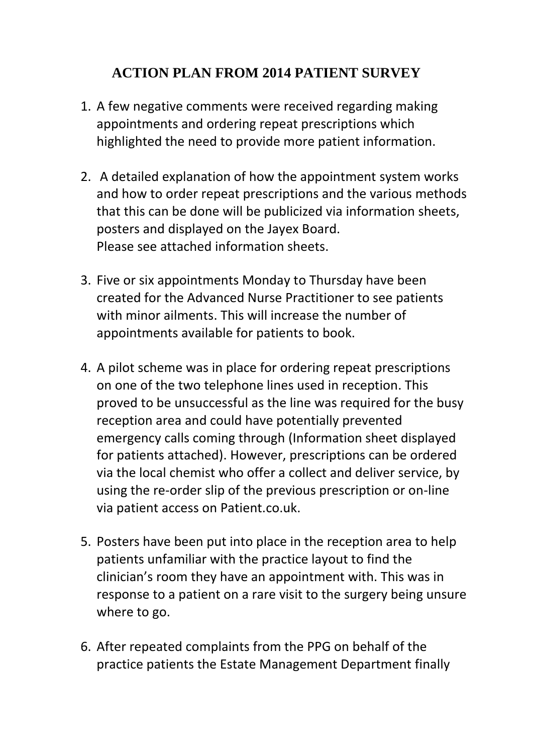# ACTION PLAN FROM 2014 PATIENT SURVEY

1. A few negative comments were received regarding making appointments and ordering repeat prescriptions which highlighted the need to provide more patient information.

2. A detailed explanation of how the appointment system works and how to order repeat prescriptions and the various methods that this can be done will be publicized via information sheets, posters and displayed on the Jayex Board.
   Please see attached information sheets.

3. Five or six appointments Monday to Thursday have been created for the Advanced Nurse Practitioner to see patients with minor ailments. This will increase the number of appointments available for patients to book.

4. A pilot scheme was in place for ordering repeat prescriptions on one of the two telephone lines used in reception. This proved to be unsuccessful as the line was required for the busy reception area and could have potentially prevented emergency calls coming through (Information sheet displayed for patients attached). However, prescriptions can be ordered via the local chemist who offer a collect and deliver service, by using the re-order slip of the previous prescription or on-line via patient access on Patient.co.uk.

5. Posters have been put into place in the reception area to help patients unfamiliar with the practice layout to find the clinician's room they have an appointment with. This was in response to a patient on a rare visit to the surgery being unsure where to go.

6. After repeated complaints from the PPG on behalf of the practice patients the Estate Management Department finally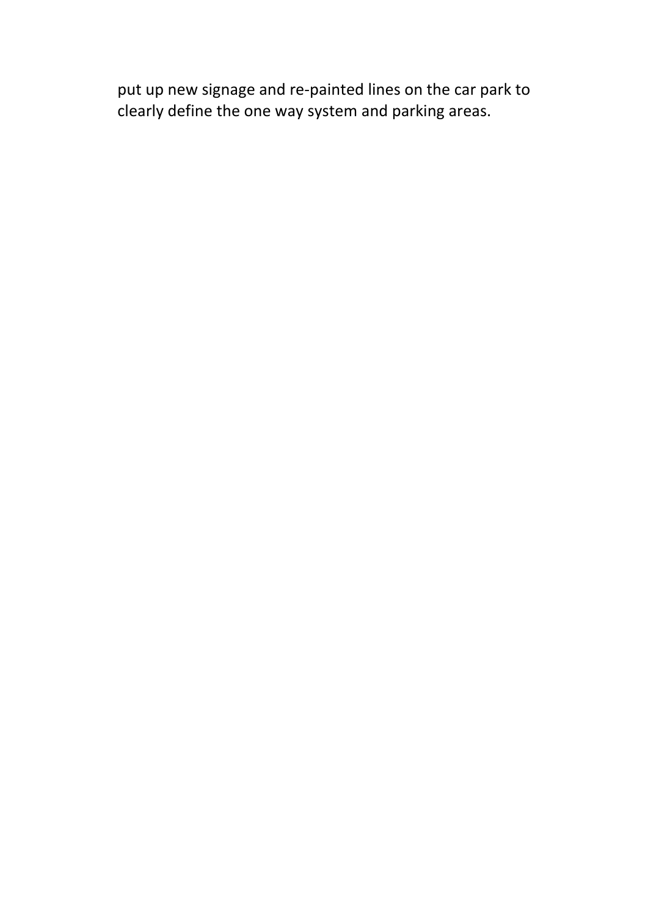put up new signage and re-painted lines on the car park to clearly define the one way system and parking areas.